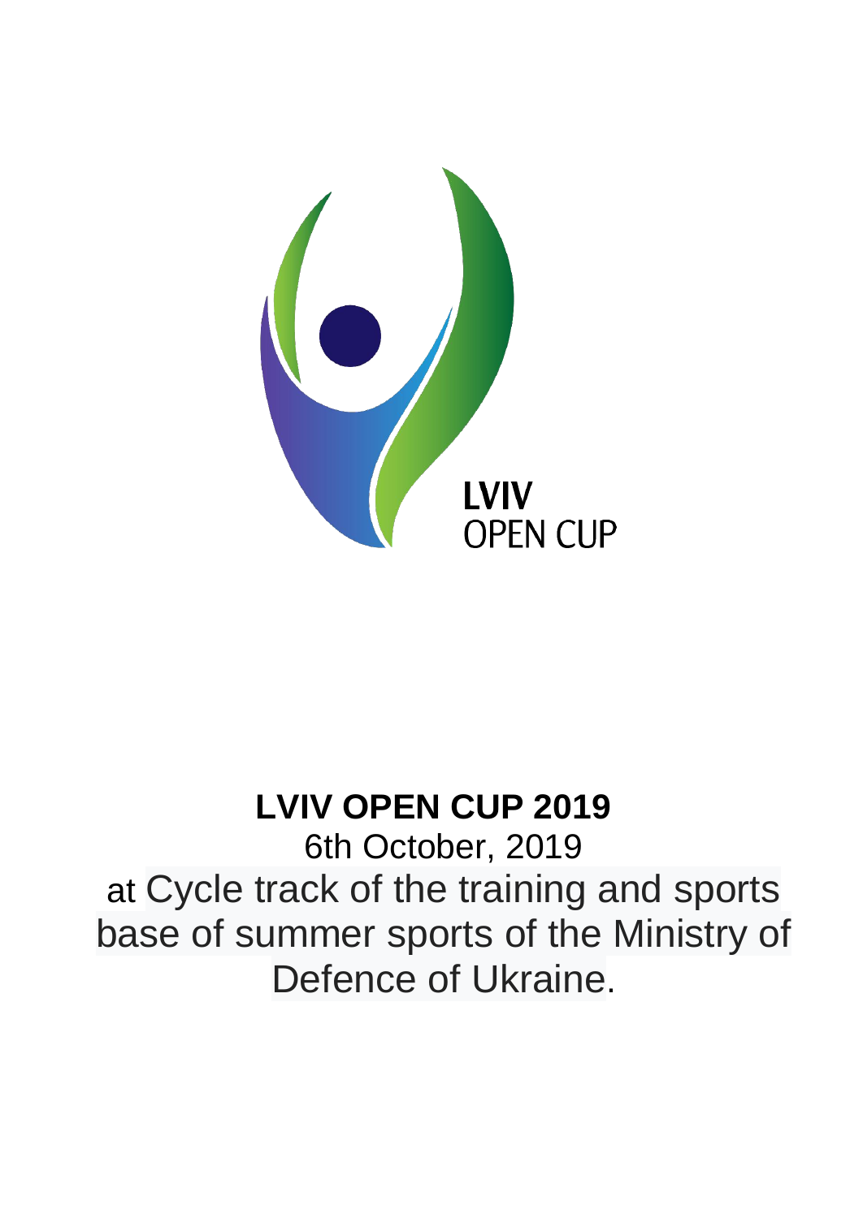LVIV
OPEN CUP

# LVIV OPEN CUP 2019

6th October, 2019

at Cycle track of the training and sports base of summer sports of the Ministry of Defence of Ukraine.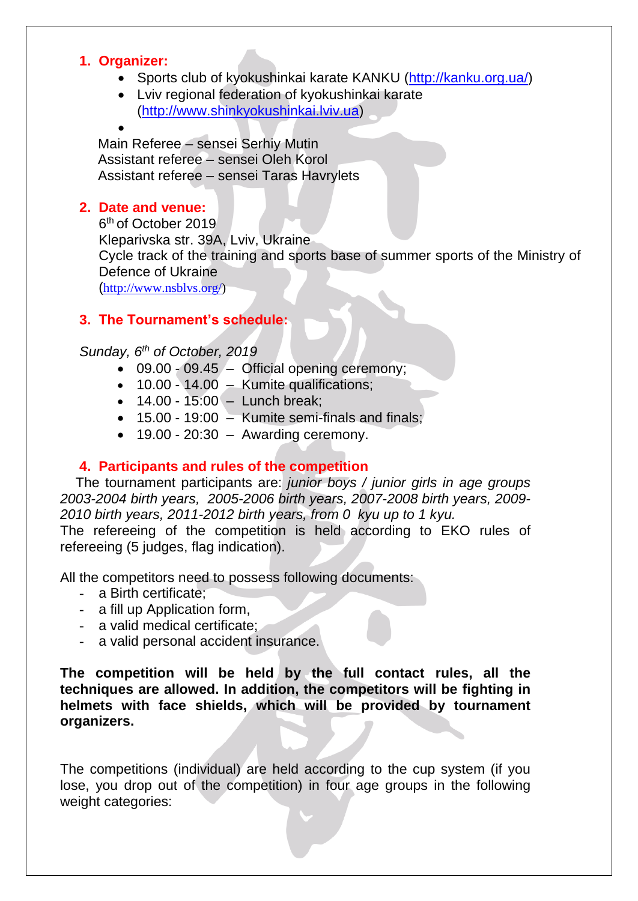## 1. Organizer:

- Sports club of kyokushinkai karate KANKU (http://kanku.org.ua/)
- Lviv regional federation of kyokushinkai karate (http://www.shinkyokushinkai.lviv.ua)
- 

Main Referee – sensei Serhiy Mutin
Assistant referee – sensei Oleh Korol
Assistant referee – sensei Taras Havrylets

## 2. Date and venue:

6th of October 2019
Kleparivska str. 39A, Lviv, Ukraine
Cycle track of the training and sports base of summer sports of the Ministry of Defence of Ukraine
(http://www.nsblvs.org/)

## 3. The Tournament's schedule:

*Sunday, 6th of October, 2019*

- 09.00 - 09.45 – Official opening ceremony;
- 10.00 - 14.00 – Kumite qualifications;
- 14.00 - 15:00 – Lunch break;
- 15.00 - 19:00 – Kumite semi-finals and finals;
- 19.00 - 20:30 – Awarding ceremony.

## 4. Participants and rules of the competition

The tournament participants are: *junior boys / junior girls in age groups 2003-2004 birth years, 2005-2006 birth years, 2007-2008 birth years, 2009-2010 birth years, 2011-2012 birth years, from 0 kyu up to 1 kyu.*
The refereeing of the competition is held according to EKO rules of refereeing (5 judges, flag indication).

All the competitors need to possess following documents:

- a Birth certificate;
- a fill up Application form,
- a valid medical certificate;
- a valid personal accident insurance.

**The competition will be held by the full contact rules, all the techniques are allowed. In addition, the competitors will be fighting in helmets with face shields, which will be provided by tournament organizers.**

The competitions (individual) are held according to the cup system (if you lose, you drop out of the competition) in four age groups in the following weight categories: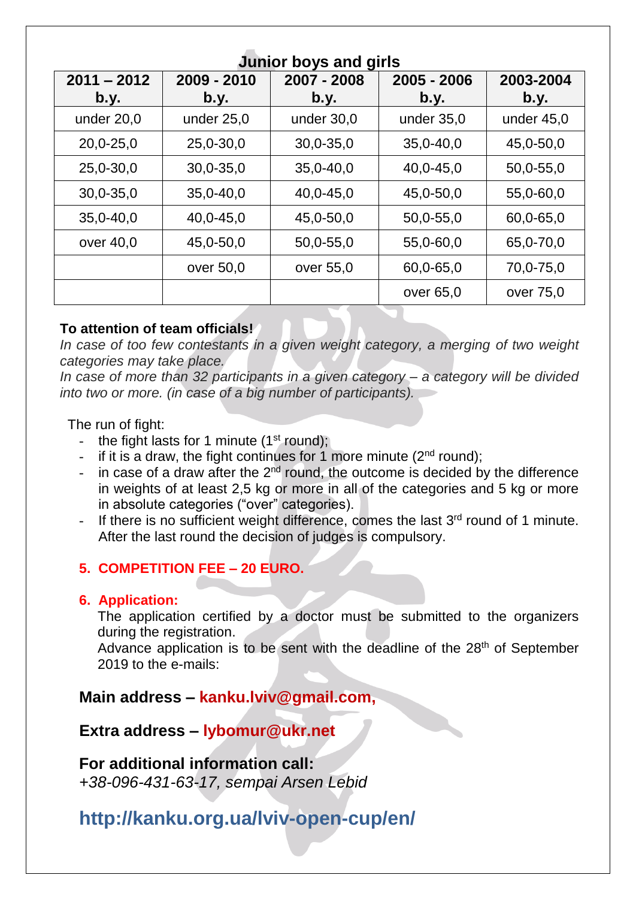## Junior boys and girls

| 2011 – 2012 b.y. | 2009 - 2010 b.y. | 2007 - 2008 b.y. | 2005 - 2006 b.y. | 2003-2004 b.y. |
|---|---|---|---|---|
| under 20,0 | under 25,0 | under 30,0 | under 35,0 | under 45,0 |
| 20,0-25,0 | 25,0-30,0 | 30,0-35,0 | 35,0-40,0 | 45,0-50,0 |
| 25,0-30,0 | 30,0-35,0 | 35,0-40,0 | 40,0-45,0 | 50,0-55,0 |
| 30,0-35,0 | 35,0-40,0 | 40,0-45,0 | 45,0-50,0 | 55,0-60,0 |
| 35,0-40,0 | 40,0-45,0 | 45,0-50,0 | 50,0-55,0 | 60,0-65,0 |
| over 40,0 | 45,0-50,0 | 50,0-55,0 | 55,0-60,0 | 65,0-70,0 |
| | over 50,0 | over 55,0 | 60,0-65,0 | 70,0-75,0 |
| | | | over 65,0 | over 75,0 |

**To attention of team officials!**
*In case of too few contestants in a given weight category, a merging of two weight categories may take place.*
*In case of more than 32 participants in a given category – a category will be divided into two or more. (in case of a big number of participants).*

The run of fight:

- the fight lasts for 1 minute (1st round);
- if it is a draw, the fight continues for 1 more minute (2nd round);
- in case of a draw after the 2nd round, the outcome is decided by the difference in weights of at least 2,5 kg or more in all of the categories and 5 kg or more in absolute categories ("over" categories).
- If there is no sufficient weight difference, comes the last 3rd round of 1 minute. After the last round the decision of judges is compulsory.

**5. COMPETITION FEE – 20 EURO.**

**6. Application:**
The application certified by a doctor must be submitted to the organizers during the registration.
Advance application is to be sent with the deadline of the 28th of September 2019 to the e-mails:

**Main address – kanku.lviv@gmail.com,**

**Extra address – lybomur@ukr.net**

**For additional information call:**
*+38-096-431-63-17, sempai Arsen Lebid*

**http://kanku.org.ua/lviv-open-cup/en/**